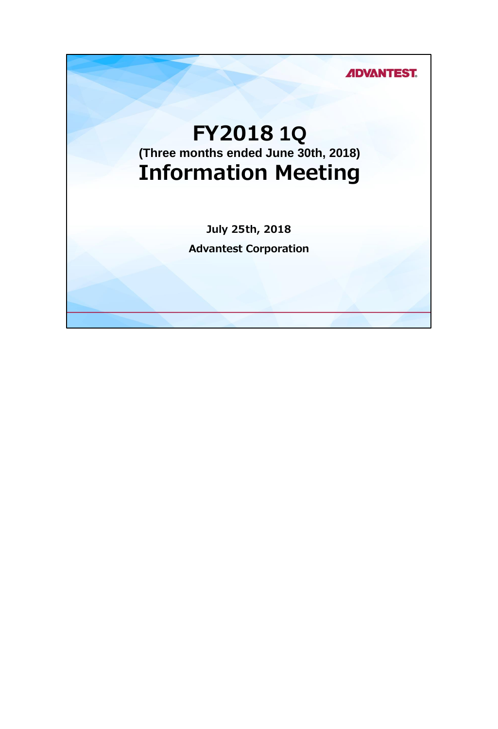ADVANTEST

# FY2018 1Q

**(Three months ended June 30th, 2018)**

# Information Meeting

**July 25th, 2018**

**Advantest Corporation**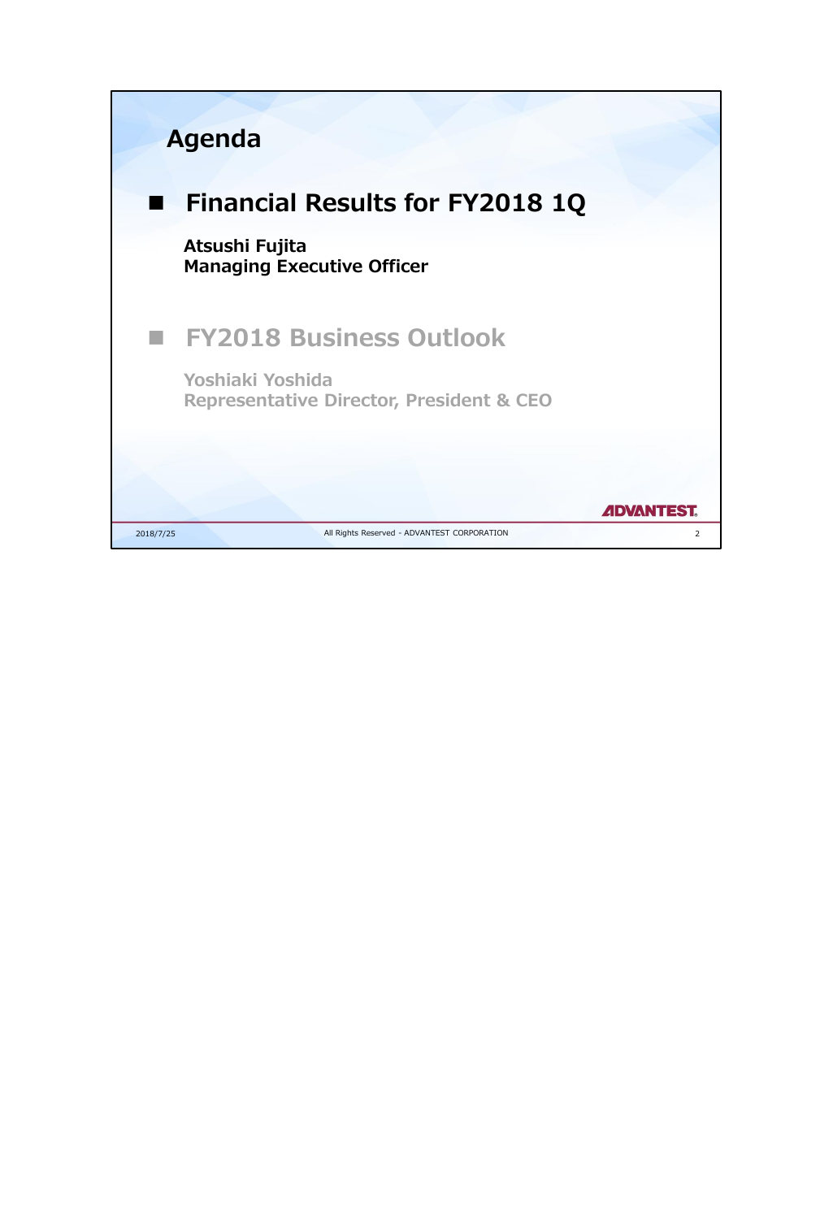# Agenda

- **Financial Results for FY2018 1Q**

  **Atsushi Fujita**
  **Managing Executive Officer**

- **FY2018 Business Outlook**

  **Yoshiaki Yoshida**
  **Representative Director, President & CEO**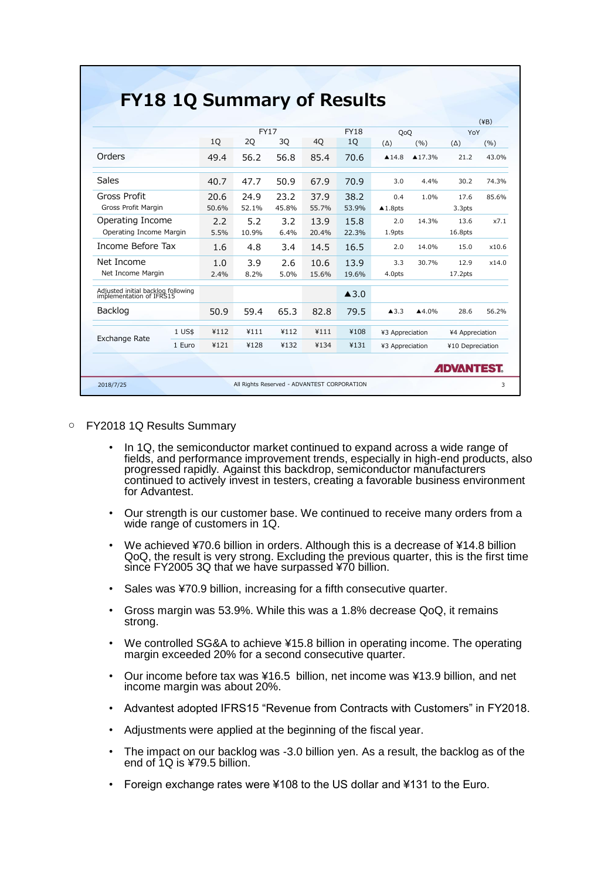# FY18 1Q Summary of Results

(¥B)

| | | FY17 1Q | FY17 2Q | FY17 3Q | FY17 4Q | FY18 1Q | QoQ (Δ) | QoQ (%) | YoY (Δ) | YoY (%) |
|---|---|---|---|---|---|---|---|---|---|---|
| Orders | | 49.4 | 56.2 | 56.8 | 85.4 | 70.6 | ▲14.8 | ▲17.3% | 21.2 | 43.0% |
| Sales | | 40.7 | 47.7 | 50.9 | 67.9 | 70.9 | 3.0 | 4.4% | 30.2 | 74.3% |
| Gross Profit | | 20.6 | 24.9 | 23.2 | 37.9 | 38.2 | 0.4 | 1.0% | 17.6 | 85.6% |
| Gross Profit Margin | | 50.6% | 52.1% | 45.8% | 55.7% | 53.9% | ▲1.8pts | | 3.3pts | |
| Operating Income | | 2.2 | 5.2 | 3.2 | 13.9 | 15.8 | 2.0 | 14.3% | 13.6 | x7.1 |
| Operating Income Margin | | 5.5% | 10.9% | 6.4% | 20.4% | 22.3% | 1.9pts | | 16.8pts | |
| Income Before Tax | | 1.6 | 4.8 | 3.4 | 14.5 | 16.5 | 2.0 | 14.0% | 15.0 | x10.6 |
| Net Income | | 1.0 | 3.9 | 2.6 | 10.6 | 13.9 | 3.3 | 30.7% | 12.9 | x14.0 |
| Net Income Margin | | 2.4% | 8.2% | 5.0% | 15.6% | 19.6% | 4.0pts | | 17.2pts | |
| Adjusted initial backlog following implementation of IFRS15 | | | | | | ▲3.0 | | | | |
| Backlog | | 50.9 | 59.4 | 65.3 | 82.8 | 79.5 | ▲3.3 | ▲4.0% | 28.6 | 56.2% |
| Exchange Rate | 1 US$ | ¥112 | ¥111 | ¥112 | ¥111 | ¥108 | ¥3 Appreciation | | ¥4 Appreciation | |
| | 1 Euro | ¥121 | ¥128 | ¥132 | ¥134 | ¥131 | ¥3 Appreciation | | ¥10 Depreciation | |

ADVANTEST

2018/7/25 All Rights Reserved - ADVANTEST CORPORATION

- FY2018 1Q Results Summary
  - In 1Q, the semiconductor market continued to expand across a wide range of fields, and performance improvement trends, especially in high-end products, also progressed rapidly. Against this backdrop, semiconductor manufacturers continued to actively invest in testers, creating a favorable business environment for Advantest.
  - Our strength is our customer base. We continued to receive many orders from a wide range of customers in 1Q.
  - We achieved ¥70.6 billion in orders. Although this is a decrease of ¥14.8 billion QoQ, the result is very strong. Excluding the previous quarter, this is the first time since FY2005 3Q that we have surpassed ¥70 billion.
  - Sales was ¥70.9 billion, increasing for a fifth consecutive quarter.
  - Gross margin was 53.9%. While this was a 1.8% decrease QoQ, it remains strong.
  - We controlled SG&A to achieve ¥15.8 billion in operating income. The operating margin exceeded 20% for a second consecutive quarter.
  - Our income before tax was ¥16.5 billion, net income was ¥13.9 billion, and net income margin was about 20%.
  - Advantest adopted IFRS15 “Revenue from Contracts with Customers” in FY2018.
  - Adjustments were applied at the beginning of the fiscal year.
  - The impact on our backlog was -3.0 billion yen. As a result, the backlog as of the end of 1Q is ¥79.5 billion.
  - Foreign exchange rates were ¥108 to the US dollar and ¥131 to the Euro.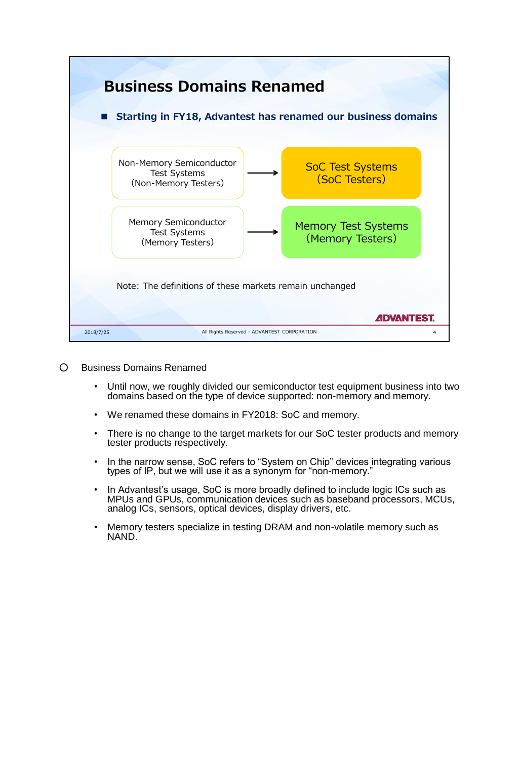# Business Domains Renamed

- **Starting in FY18, Advantest has renamed our business domains**

| Before | | After |
|---|---|---|
| Non-Memory Semiconductor Test Systems (Non-Memory Testers) | → | SoC Test Systems (SoC Testers) |
| Memory Semiconductor Test Systems (Memory Testers) | → | Memory Test Systems (Memory Testers) |

Note: The definitions of these markets remain unchanged

ADVANTEST

2018/7/25 All Rights Reserved - ADVANTEST CORPORATION

## Business Domains Renamed

- Until now, we roughly divided our semiconductor test equipment business into two domains based on the type of device supported: non-memory and memory.
- We renamed these domains in FY2018: SoC and memory.
- There is no change to the target markets for our SoC tester products and memory tester products respectively.
- In the narrow sense, SoC refers to “System on Chip” devices integrating various types of IP, but we will use it as a synonym for “non-memory.”
- In Advantest’s usage, SoC is more broadly defined to include logic ICs such as MPUs and GPUs, communication devices such as baseband processors, MCUs, analog ICs, sensors, optical devices, display drivers, etc.
- Memory testers specialize in testing DRAM and non-volatile memory such as NAND.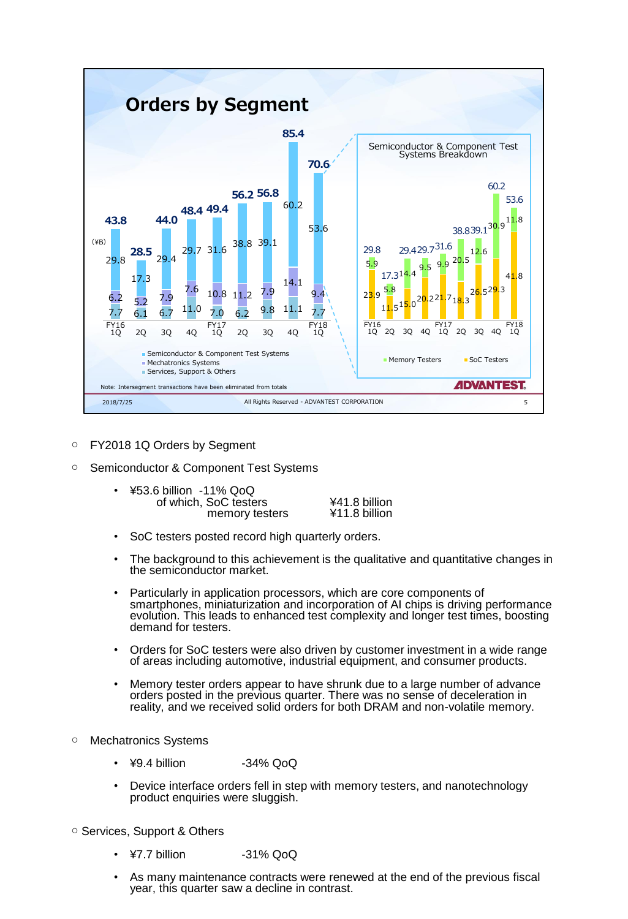# Orders by Segment

(¥B)

| | FY16 1Q | 2Q | 3Q | 4Q | FY17 1Q | 2Q | 3Q | 4Q | FY18 1Q |
|---|---|---|---|---|---|---|---|---|---|
| Total | 43.8 | 28.5 | 44.0 | 48.4 | 49.4 | 56.2 | 56.8 | 85.4 | 70.6 |
| Semiconductor & Component Test Systems | 29.8 | 17.3 | 29.4 | 29.7 | 31.6 | 38.8 | 39.1 | 60.2 | 53.6 |
| Mechatronics Systems | 6.2 | 5.2 | 7.9 | 7.6 | 10.8 | 11.2 | 7.9 | 14.1 | 9.4 |
| Services, Support & Others | 7.7 | 6.1 | 6.7 | 11.0 | 7.0 | 6.2 | 9.8 | 11.1 | 7.7 |

**Semiconductor & Component Test Systems Breakdown**

| | FY16 1Q | 2Q | 3Q | 4Q | FY17 1Q | 2Q | 3Q | 4Q | FY18 1Q |
|---|---|---|---|---|---|---|---|---|---|
| Total | 29.8 | 17.3 | 29.4 | 29.7 | 31.6 | 38.8 | 39.1 | 60.2 | 53.6 |
| Memory Testers | 5.9 | 5.8 | 14.4 | 9.5 | 9.9 | 20.5 | 12.6 | 30.9 | 11.8 |
| SoC Testers | 23.9 | 11.5 | 15.0 | 20.2 | 21.7 | 18.3 | 26.5 | 29.3 | 41.8 |

Note: Intersegment transactions have been eliminated from totals

ADVANTEST

2018/7/25 All Rights Reserved - ADVANTEST CORPORATION

- FY2018 1Q Orders by Segment
- Semiconductor & Component Test Systems
  - ¥53.6 billion -11% QoQ
    of which, SoC testers ¥41.8 billion
    memory testers ¥11.8 billion
  - SoC testers posted record high quarterly orders.
  - The background to this achievement is the qualitative and quantitative changes in the semiconductor market.
  - Particularly in application processors, which are core components of smartphones, miniaturization and incorporation of AI chips is driving performance evolution. This leads to enhanced test complexity and longer test times, boosting demand for testers.
  - Orders for SoC testers were also driven by customer investment in a wide range of areas including automotive, industrial equipment, and consumer products.
  - Memory tester orders appear to have shrunk due to a large number of advance orders posted in the previous quarter. There was no sense of deceleration in reality, and we received solid orders for both DRAM and non-volatile memory.
- Mechatronics Systems
  - ¥9.4 billion -34% QoQ
  - Device interface orders fell in step with memory testers, and nanotechnology product enquiries were sluggish.
- Services, Support & Others
  - ¥7.7 billion -31% QoQ
  - As many maintenance contracts were renewed at the end of the previous fiscal year, this quarter saw a decline in contrast.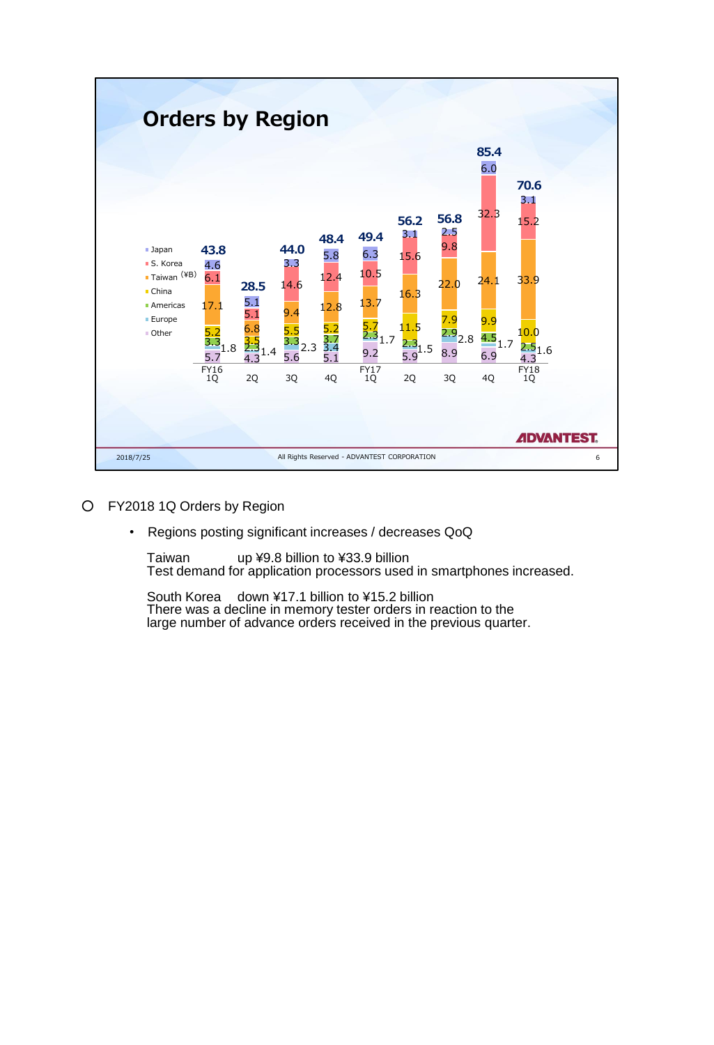## Orders by Region

(¥B)

| Region | FY16 1Q | 2Q | 3Q | 4Q | FY17 1Q | 2Q | 3Q | 4Q | FY18 1Q |
|---|---|---|---|---|---|---|---|---|---|
| Japan | 4.6 | 5.1 | 3.3 | 5.8 | 6.3 | 3.1 | 2.5 | 6.0 | 3.1 |
| S. Korea | 6.1 | 5.1 | 14.6 | 12.4 | 10.5 | 15.6 | 9.8 | 32.3 | 15.2 |
| Taiwan | 17.1 | 6.8 | 9.4 | 12.8 | 13.7 | 16.3 | 22.0 | 24.1 | 33.9 |
| China | 5.2 | 3.5 | 5.5 | 5.2 | 5.7 | 11.5 | 7.9 | 9.9 | 10.0 |
| Americas | 3.3 | 2.3 | 3.3 | 3.7 | 2.3 | 2.3 | 2.9 | 4.5 | 2.5 |
| Europe | 1.8 | 1.4 | 2.3 | 3.4 | 1.7 | 1.5 | 2.8 | 1.7 | 1.6 |
| Other | 5.7 | 4.3 | 5.6 | 5.1 | 9.2 | 5.9 | 8.9 | 6.9 | 4.3 |
| **Total** | **43.8** | **28.5** | **44.0** | **48.4** | **49.4** | **56.2** | **56.8** | **85.4** | **70.6** |

ADVANTEST

○ FY2018 1Q Orders by Region

- Regions posting significant increases / decreases QoQ

  Taiwan up ¥9.8 billion to ¥33.9 billion
  Test demand for application processors used in smartphones increased.

  South Korea down ¥17.1 billion to ¥15.2 billion
  There was a decline in memory tester orders in reaction to the large number of advance orders received in the previous quarter.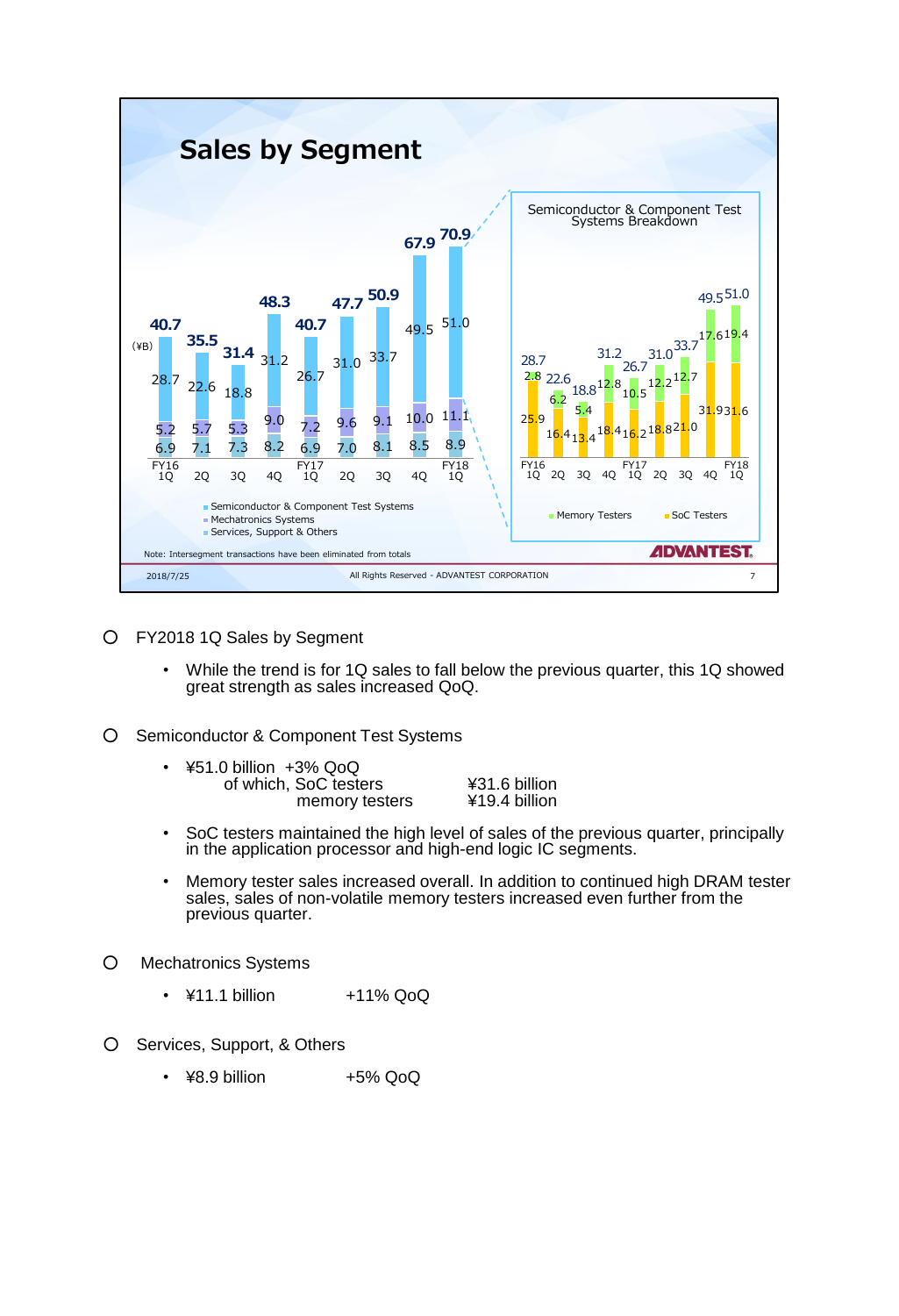# Sales by Segment

(¥B)

| | FY16 1Q | 2Q | 3Q | 4Q | FY17 1Q | 2Q | 3Q | 4Q | FY18 1Q |
|---|---|---|---|---|---|---|---|---|---|
| Total | 40.7 | 35.5 | 31.4 | 48.3 | 40.7 | 47.7 | 50.9 | 67.9 | 70.9 |
| Semiconductor & Component Test Systems | 28.7 | 22.6 | 18.8 | 31.2 | 26.7 | 31.0 | 33.7 | 49.5 | 51.0 |
| Mechatronics Systems | 5.2 | 5.7 | 5.3 | 9.0 | 7.2 | 9.6 | 9.1 | 10.0 | 11.1 |
| Services, Support & Others | 6.9 | 7.1 | 7.3 | 8.2 | 6.9 | 7.0 | 8.1 | 8.5 | 8.9 |

Semiconductor & Component Test Systems Breakdown

| | FY16 1Q | 2Q | 3Q | 4Q | FY17 1Q | 2Q | 3Q | 4Q | FY18 1Q |
|---|---|---|---|---|---|---|---|---|---|
| Total | 28.7 | 22.6 | 18.8 | 31.2 | 26.7 | 31.0 | 33.7 | 49.5 | 51.0 |
| Memory Testers | 2.8 | 6.2 | 5.4 | 12.8 | 10.5 | 12.2 | 12.7 | 17.6 | 19.4 |
| SoC Testers | 25.9 | 16.4 | 13.4 | 18.4 | 16.2 | 18.8 | 21.0 | 31.9 | 31.6 |

Note: Intersegment transactions have been eliminated from totals

○ FY2018 1Q Sales by Segment

- While the trend is for 1Q sales to fall below the previous quarter, this 1Q showed great strength as sales increased QoQ.

○ Semiconductor & Component Test Systems

- ¥51.0 billion +3% QoQ
  of which, SoC testers ¥31.6 billion
  memory testers ¥19.4 billion
- SoC testers maintained the high level of sales of the previous quarter, principally in the application processor and high-end logic IC segments.
- Memory tester sales increased overall. In addition to continued high DRAM tester sales, sales of non-volatile memory testers increased even further from the previous quarter.

○ Mechatronics Systems

- ¥11.1 billion +11% QoQ

○ Services, Support, & Others

- ¥8.9 billion +5% QoQ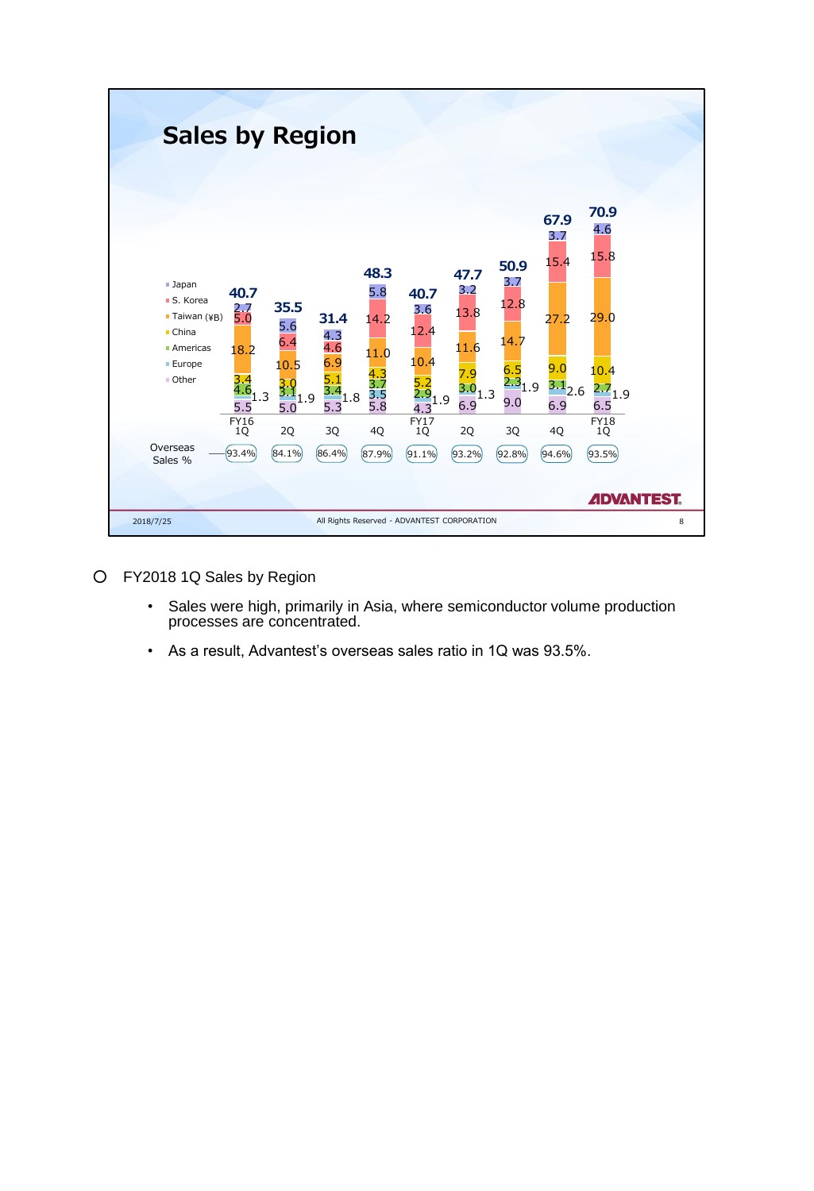## Sales by Region

| | FY16 1Q | 2Q | 3Q | 4Q | FY17 1Q | 2Q | 3Q | 4Q | FY18 1Q |
|---|---|---|---|---|---|---|---|---|---|
| Total | 40.7 | 35.5 | 31.4 | 48.3 | 40.7 | 47.7 | 50.9 | 67.9 | 70.9 |
| Japan | 2.7 | 5.6 | 4.3 | 5.8 | 3.6 | 3.2 | 3.7 | 3.7 | 4.6 |
| S. Korea | 5.0 | 6.4 | 4.6 | 14.2 | 12.4 | 13.8 | 12.8 | 15.4 | 15.8 |
| Taiwan (¥B) | 18.2 | 10.5 | 6.9 | 11.0 | 10.4 | 11.6 | 14.7 | 27.2 | 29.0 |
| China | 3.4 | 3.0 | 5.1 | 4.3 | 5.2 | 7.9 | 6.5 | 9.0 | 10.4 |
| Americas | 4.6 | 3.1 | 3.4 | 3.7 | 2.9 | 3.0 | 2.3 | 3.1 | 2.7 |
| Europe | 1.3 | 1.9 | 1.8 | 3.5 | 1.9 | 1.3 | 1.9 | 2.6 | 1.9 |
| Other | 5.5 | 5.0 | 5.3 | 5.8 | 4.3 | 6.9 | 9.0 | 6.9 | 6.5 |
| Overseas Sales % | 93.4% | 84.1% | 86.4% | 87.9% | 91.1% | 93.2% | 92.8% | 94.6% | 93.5% |

○ FY2018 1Q Sales by Region

- Sales were high, primarily in Asia, where semiconductor volume production processes are concentrated.
- As a result, Advantest's overseas sales ratio in 1Q was 93.5%.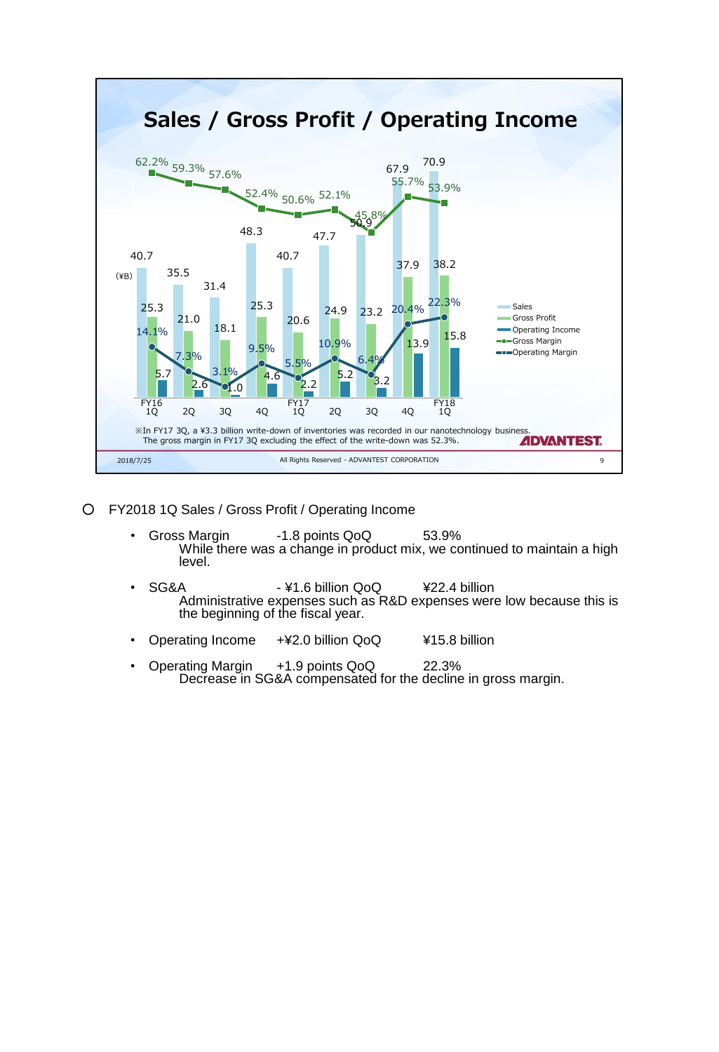## Sales / Gross Profit / Operating Income

(¥B)

| | FY16 1Q | 2Q | 3Q | 4Q | FY17 1Q | 2Q | 3Q | 4Q | FY18 1Q |
|---|---|---|---|---|---|---|---|---|---|
| Sales | 40.7 | 35.5 | 31.4 | 48.3 | 40.7 | 47.7 | 50.9 | 67.9 | 70.9 |
| Gross Profit | 25.3 | 21.0 | 18.1 | 25.3 | 20.6 | 24.9 | 23.2 | 37.9 | 38.2 |
| Operating Income | 5.7 | 2.6 | 1.0 | 4.6 | 2.2 | 5.2 | 3.2 | 13.9 | 15.8 |
| Gross Margin | 62.2% | 59.3% | 57.6% | 52.4% | 50.6% | 52.1% | 45.8% | 55.7% | 53.9% |
| Operating Margin | 14.1% | 7.3% | 3.1% | 9.5% | 5.5% | 10.9% | 6.4% | 20.4% | 22.3% |

※In FY17 3Q, a ¥3.3 billion write-down of inventories was recorded in our nanotechnology business. The gross margin in FY17 3Q excluding the effect of the write-down was 52.3%.

○ FY2018 1Q Sales / Gross Profit / Operating Income

- Gross Margin -1.8 points QoQ 53.9%
  While there was a change in product mix, we continued to maintain a high level.
- SG&A - ¥1.6 billion QoQ ¥22.4 billion
  Administrative expenses such as R&D expenses were low because this is the beginning of the fiscal year.
- Operating Income +¥2.0 billion QoQ ¥15.8 billion
- Operating Margin +1.9 points QoQ 22.3%
  Decrease in SG&A compensated for the decline in gross margin.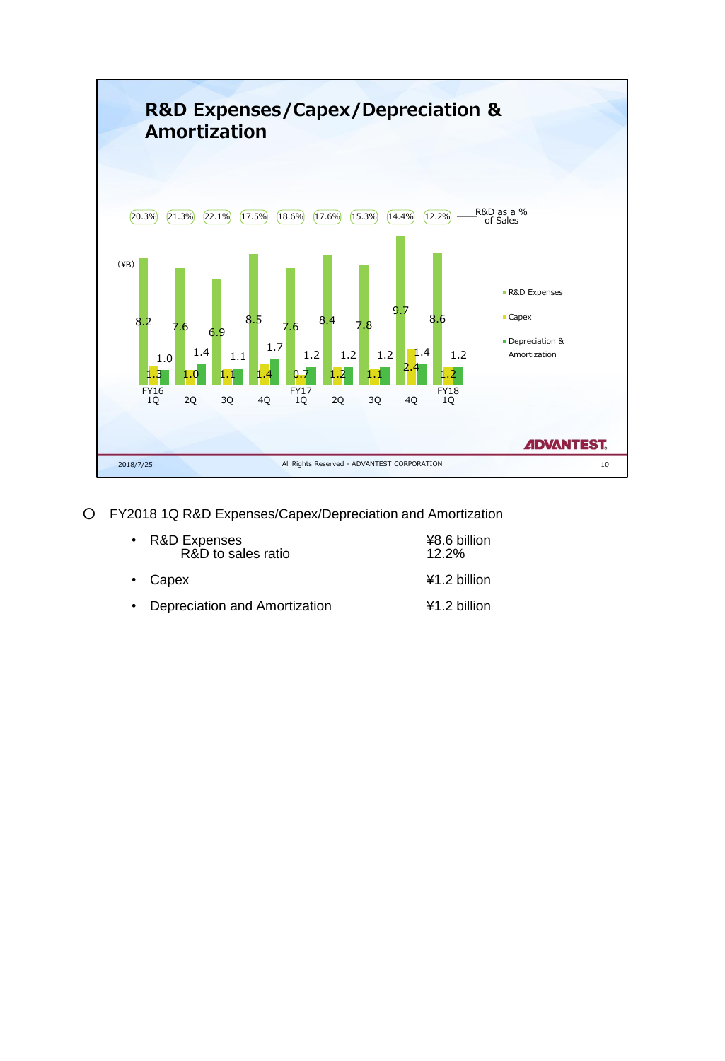## R&D Expenses/Capex/Depreciation & Amortization

(¥B)

| | FY16 1Q | 2Q | 3Q | 4Q | FY17 1Q | 2Q | 3Q | 4Q | FY18 1Q |
|---|---|---|---|---|---|---|---|---|---|
| R&D as a % of Sales | 20.3% | 21.3% | 22.1% | 17.5% | 18.6% | 17.6% | 15.3% | 14.4% | 12.2% |
| R&D Expenses | 8.2 | 7.6 | 6.9 | 8.5 | 7.6 | 8.4 | 7.8 | 9.7 | 8.6 |
| Capex | 1.3 | 1.0 | 1.1 | 1.4 | 0.7 | 1.2 | 1.1 | 2.4 | 1.2 |
| Depreciation & Amortization | 1.0 | 1.4 | 1.1 | 1.7 | 1.2 | 1.2 | 1.2 | 1.4 | 1.2 |

ADVANTEST

2018/7/25

All Rights Reserved - ADVANTEST CORPORATION

○ FY2018 1Q R&D Expenses/Capex/Depreciation and Amortization

- R&D Expenses ¥8.6 billion
  - R&D to sales ratio 12.2%
- Capex ¥1.2 billion
- Depreciation and Amortization ¥1.2 billion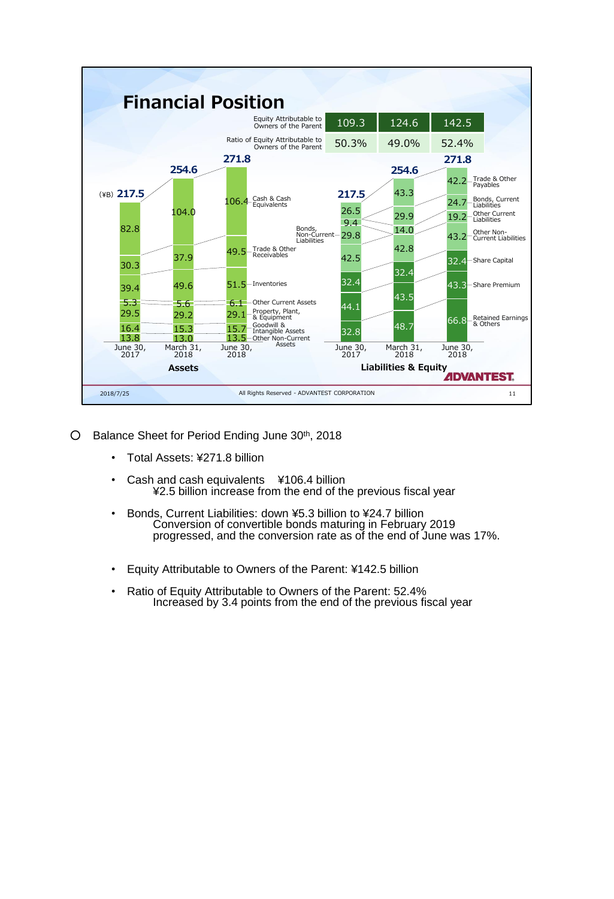# Financial Position

| | June 30, 2017 | March 31, 2018 | June 30, 2018 |
|---|---|---|---|
| Equity Attributable to Owners of the Parent | 109.3 | 124.6 | 142.5 |
| Ratio of Equity Attributable to Owners of the Parent | 50.3% | 49.0% | 52.4% |

(¥B)

**Assets**

| | June 30, 2017 | March 31, 2018 | June 30, 2018 |
|---|---|---|---|
| Cash & Cash Equivalents | 82.8 | 104.0 | 106.4 |
| Trade & Other Receivables | 30.3 | 37.9 | 49.5 |
| Inventories | 39.4 | 49.6 | 51.5 |
| Other Current Assets | 5.3 | 5.6 | 6.1 |
| Property, Plant, & Equipment | 29.5 | 29.2 | 29.1 |
| Goodwill & Intangible Assets | 16.4 | 15.3 | 15.7 |
| Other Non-Current Assets | 13.8 | 13.0 | 13.5 |
| Total | 217.5 | 254.6 | 271.8 |

**Liabilities & Equity**

| | June 30, 2017 | March 31, 2018 | June 30, 2018 |
|---|---|---|---|
| Trade & Other Payables | 26.5 | 43.3 | 42.2 |
| Bonds, Current Liabilities | | 29.9 | 24.7 |
| Other Current Liabilities | 9.4 | 14.0 | 19.2 |
| Bonds, Non-Current Liabilities | 29.8 | | |
| Other Non-Current Liabilities | 42.5 | 42.8 | 43.2 |
| Share Capital | 32.4 | 32.4 | 32.4 |
| Share Premium | 44.1 | 43.5 | 43.3 |
| Retained Earnings & Others | 32.8 | 48.7 | 66.8 |
| Total | 217.5 | 254.6 | 271.8 |

- Balance Sheet for Period Ending June 30th, 2018
  - Total Assets: ¥271.8 billion
  - Cash and cash equivalents ¥106.4 billion
    ¥2.5 billion increase from the end of the previous fiscal year
  - Bonds, Current Liabilities: down ¥5.3 billion to ¥24.7 billion
    Conversion of convertible bonds maturing in February 2019 progressed, and the conversion rate as of the end of June was 17%.
  - Equity Attributable to Owners of the Parent: ¥142.5 billion
  - Ratio of Equity Attributable to Owners of the Parent: 52.4%
    Increased by 3.4 points from the end of the previous fiscal year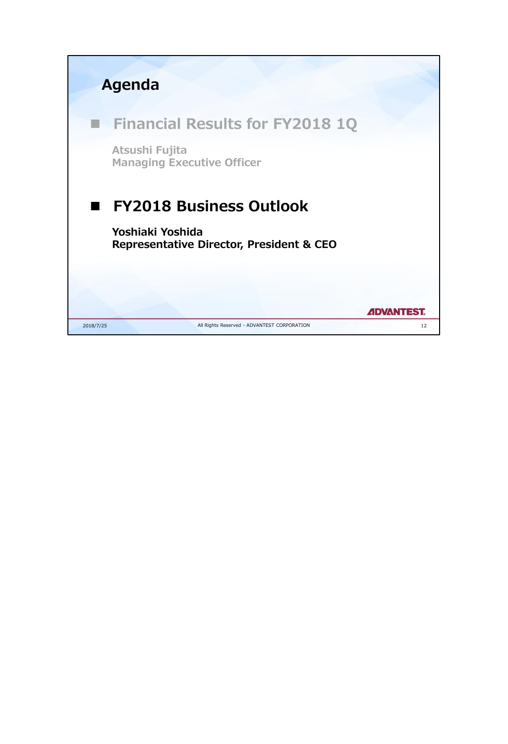# Agenda

- **Financial Results for FY2018 1Q**

  Atsushi Fujita
  Managing Executive Officer

- **FY2018 Business Outlook**

  **Yoshiaki Yoshida**
  **Representative Director, President & CEO**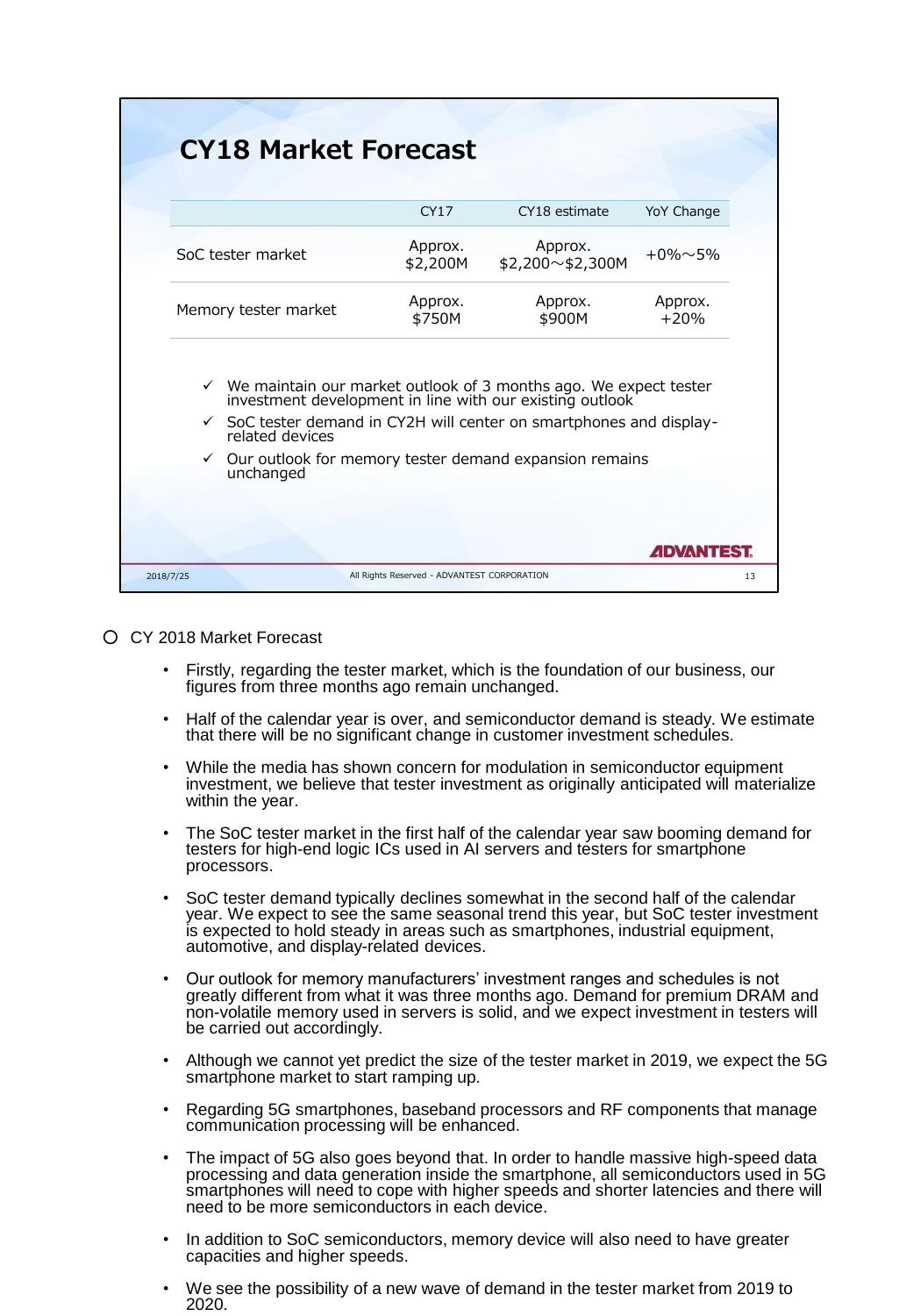## CY18 Market Forecast

| | CY17 | CY18 estimate | YoY Change |
|---|---|---|---|
| SoC tester market | Approx. $2,200M | Approx. $2,200～$2,300M | +0%～5% |
| Memory tester market | Approx. $750M | Approx. $900M | Approx. +20% |

- ✓ We maintain our market outlook of 3 months ago. We expect tester investment development in line with our existing outlook
- ✓ SoC tester demand in CY2H will center on smartphones and display-related devices
- ✓ Our outlook for memory tester demand expansion remains unchanged

○ CY 2018 Market Forecast

- Firstly, regarding the tester market, which is the foundation of our business, our figures from three months ago remain unchanged.
- Half of the calendar year is over, and semiconductor demand is steady. We estimate that there will be no significant change in customer investment schedules.
- While the media has shown concern for modulation in semiconductor equipment investment, we believe that tester investment as originally anticipated will materialize within the year.
- The SoC tester market in the first half of the calendar year saw booming demand for testers for high-end logic ICs used in AI servers and testers for smartphone processors.
- SoC tester demand typically declines somewhat in the second half of the calendar year. We expect to see the same seasonal trend this year, but SoC tester investment is expected to hold steady in areas such as smartphones, industrial equipment, automotive, and display-related devices.
- Our outlook for memory manufacturers' investment ranges and schedules is not greatly different from what it was three months ago. Demand for premium DRAM and non-volatile memory used in servers is solid, and we expect investment in testers will be carried out accordingly.
- Although we cannot yet predict the size of the tester market in 2019, we expect the 5G smartphone market to start ramping up.
- Regarding 5G smartphones, baseband processors and RF components that manage communication processing will be enhanced.
- The impact of 5G also goes beyond that. In order to handle massive high-speed data processing and data generation inside the smartphone, all semiconductors used in 5G smartphones will need to cope with higher speeds and shorter latencies and there will need to be more semiconductors in each device.
- In addition to SoC semiconductors, memory device will also need to have greater capacities and higher speeds.
- We see the possibility of a new wave of demand in the tester market from 2019 to 2020.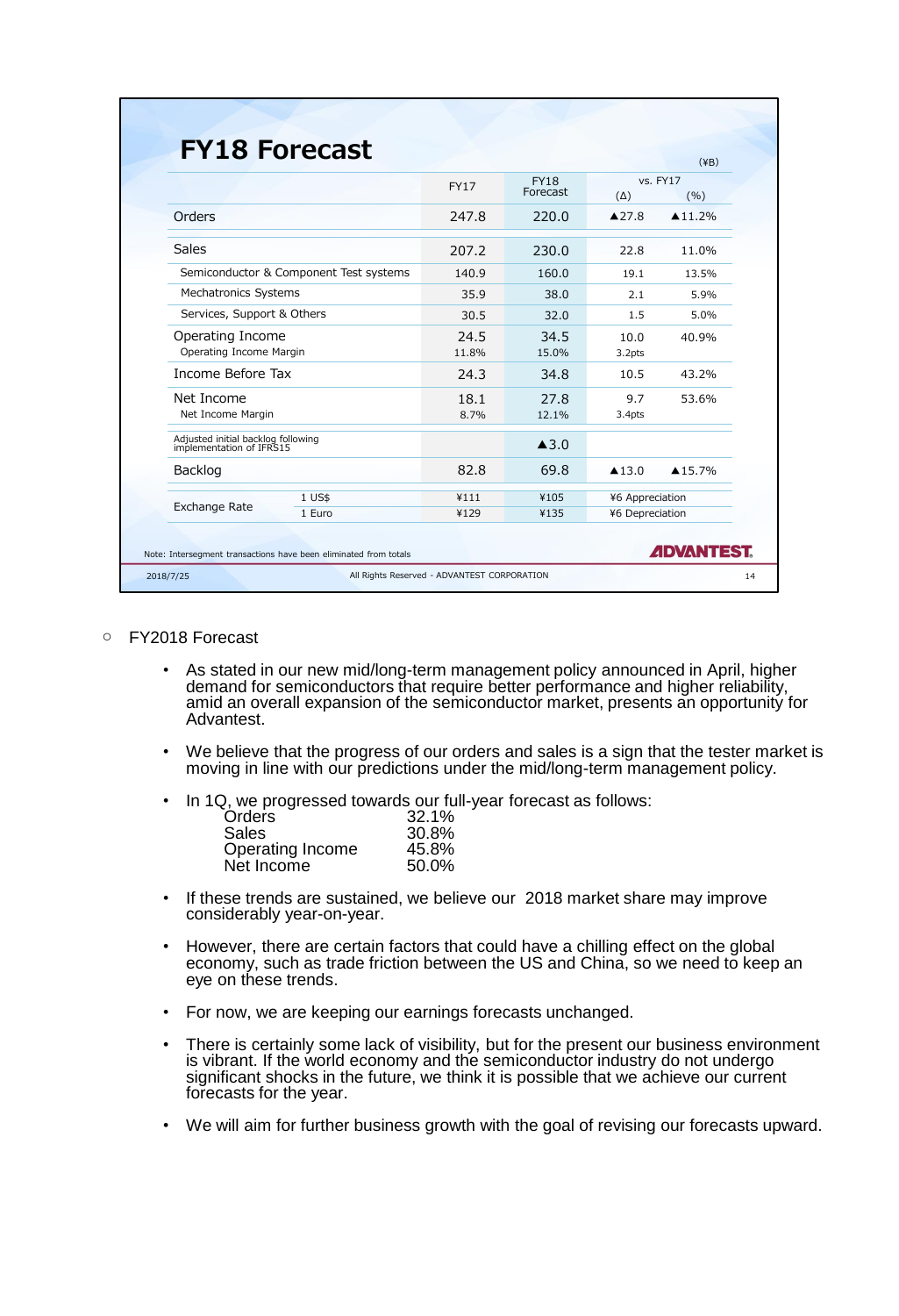# FY18 Forecast

(¥B)

| | | FY17 | FY18 Forecast | vs. FY17 (Δ) | vs. FY17 (%) |
|---|---|---|---|---|---|
| Orders | | 247.8 | 220.0 | ▲27.8 | ▲11.2% |
| Sales | | 207.2 | 230.0 | 22.8 | 11.0% |
| Semiconductor & Component Test systems | | 140.9 | 160.0 | 19.1 | 13.5% |
| Mechatronics Systems | | 35.9 | 38.0 | 2.1 | 5.9% |
| Services, Support & Others | | 30.5 | 32.0 | 1.5 | 5.0% |
| Operating Income | | 24.5 | 34.5 | 10.0 | 40.9% |
| Operating Income Margin | | 11.8% | 15.0% | 3.2pts | |
| Income Before Tax | | 24.3 | 34.8 | 10.5 | 43.2% |
| Net Income | | 18.1 | 27.8 | 9.7 | 53.6% |
| Net Income Margin | | 8.7% | 12.1% | 3.4pts | |
| Adjusted initial backlog following implementation of IFRS15 | | | ▲3.0 | | |
| Backlog | | 82.8 | 69.8 | ▲13.0 | ▲15.7% |
| Exchange Rate | 1 US$ | ¥111 | ¥105 | ¥6 Appreciation | |
| | 1 Euro | ¥129 | ¥135 | ¥6 Depreciation | |

Note: Intersegment transactions have been eliminated from totals

- FY2018 Forecast
  - As stated in our new mid/long-term management policy announced in April, higher demand for semiconductors that require better performance and higher reliability, amid an overall expansion of the semiconductor market, presents an opportunity for Advantest.
  - We believe that the progress of our orders and sales is a sign that the tester market is moving in line with our predictions under the mid/long-term management policy.
  - In 1Q, we progressed towards our full-year forecast as follows:

    | | |
    |---|---|
    | Orders | 32.1% |
    | Sales | 30.8% |
    | Operating Income | 45.8% |
    | Net Income | 50.0% |

  - If these trends are sustained, we believe our 2018 market share may improve considerably year-on-year.
  - However, there are certain factors that could have a chilling effect on the global economy, such as trade friction between the US and China, so we need to keep an eye on these trends.
  - For now, we are keeping our earnings forecasts unchanged.
  - There is certainly some lack of visibility, but for the present our business environment is vibrant. If the world economy and the semiconductor industry do not undergo significant shocks in the future, we think it is possible that we achieve our current forecasts for the year.
  - We will aim for further business growth with the goal of revising our forecasts upward.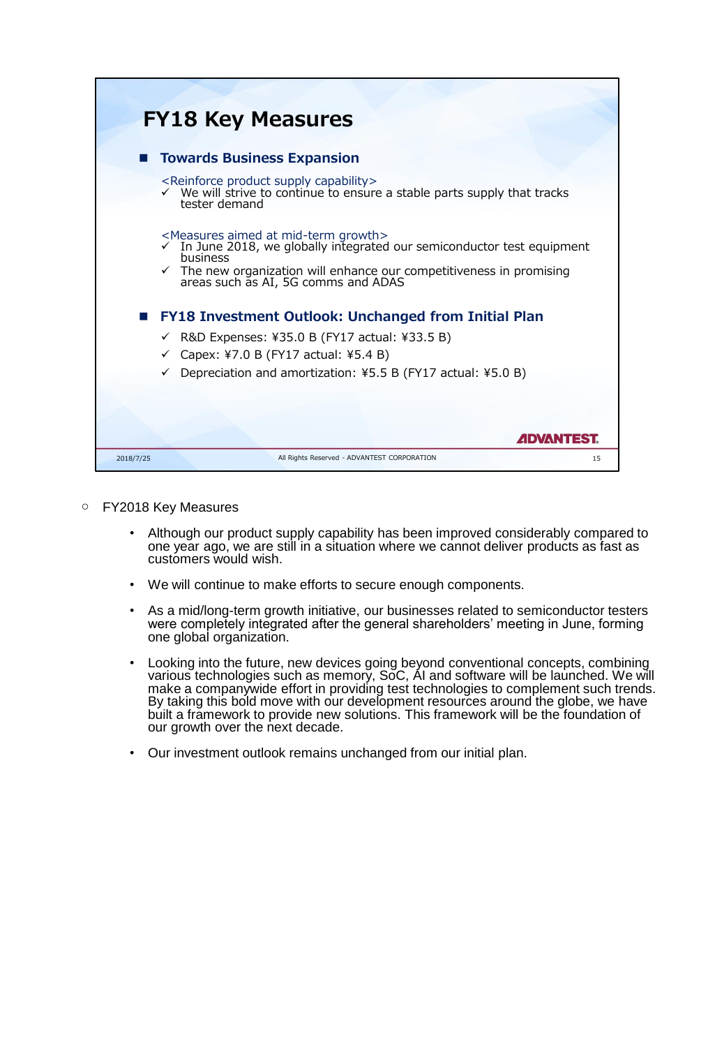# FY18 Key Measures

## Towards Business Expansion

<Reinforce product supply capability>

- ✓ We will strive to continue to ensure a stable parts supply that tracks tester demand

<Measures aimed at mid-term growth>

- ✓ In June 2018, we globally integrated our semiconductor test equipment business
- ✓ The new organization will enhance our competitiveness in promising areas such as AI, 5G comms and ADAS

## FY18 Investment Outlook: Unchanged from Initial Plan

- ✓ R&D Expenses: ¥35.0 B (FY17 actual: ¥33.5 B)
- ✓ Capex: ¥7.0 B (FY17 actual: ¥5.4 B)
- ✓ Depreciation and amortization: ¥5.5 B (FY17 actual: ¥5.0 B)

- FY2018 Key Measures
  - Although our product supply capability has been improved considerably compared to one year ago, we are still in a situation where we cannot deliver products as fast as customers would wish.
  - We will continue to make efforts to secure enough components.
  - As a mid/long-term growth initiative, our businesses related to semiconductor testers were completely integrated after the general shareholders' meeting in June, forming one global organization.
  - Looking into the future, new devices going beyond conventional concepts, combining various technologies such as memory, SoC, AI and software will be launched. We will make a companywide effort in providing test technologies to complement such trends. By taking this bold move with our development resources around the globe, we have built a framework to provide new solutions. This framework will be the foundation of our growth over the next decade.
  - Our investment outlook remains unchanged from our initial plan.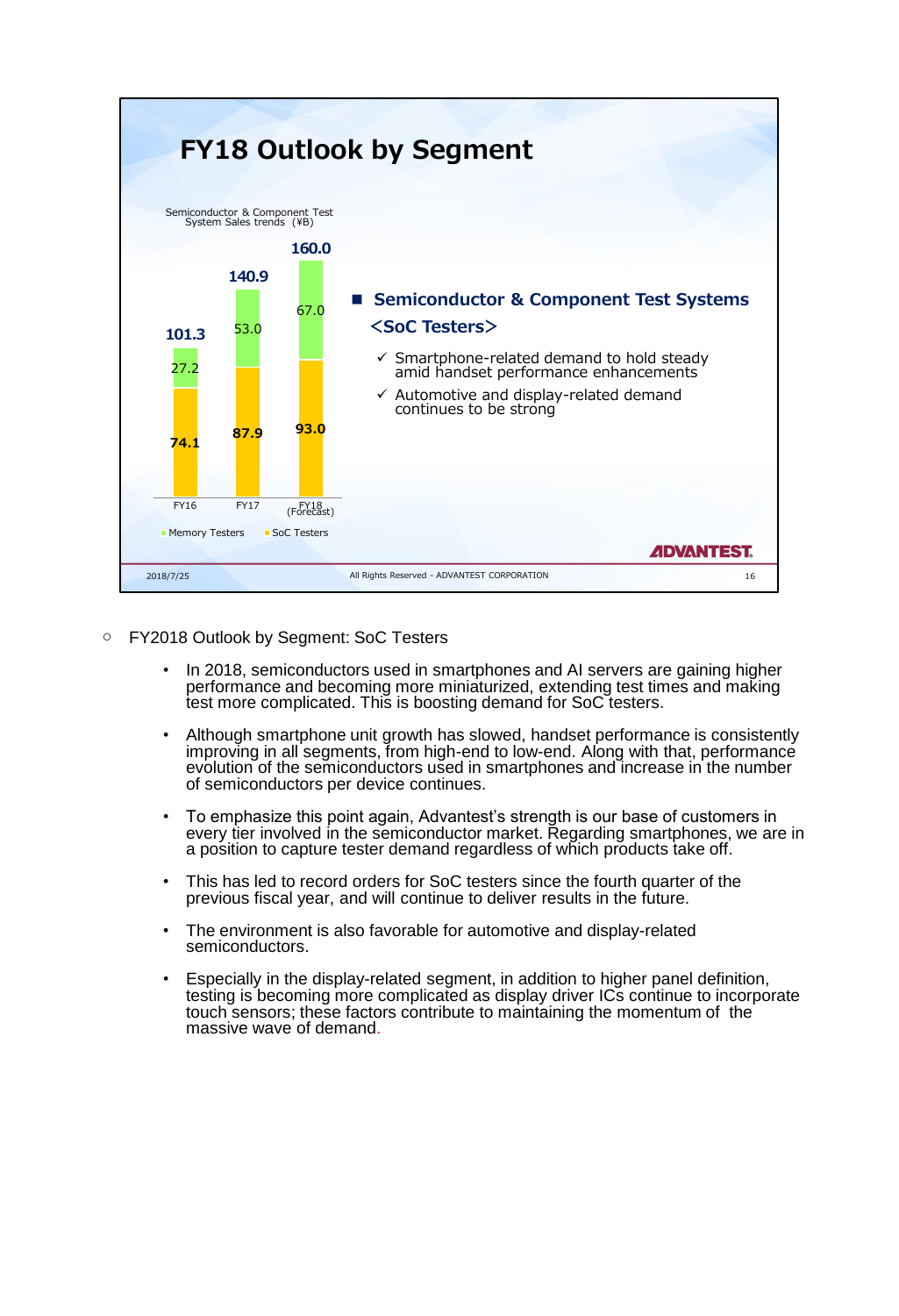# FY18 Outlook by Segment

Semiconductor & Component Test System Sales trends (¥B)

| | FY16 | FY17 | FY18 (Forecast) |
|---|---|---|---|
| Memory Testers | 27.2 | 53.0 | 67.0 |
| SoC Testers | 74.1 | 87.9 | 93.0 |
| Total | 101.3 | 140.9 | 160.0 |

## ■ Semiconductor & Component Test Systems <SoC Testers>

- ✓ Smartphone-related demand to hold steady amid handset performance enhancements
- ✓ Automotive and display-related demand continues to be strong

ADVANTEST

2018/7/25 All Rights Reserved - ADVANTEST CORPORATION

- FY2018 Outlook by Segment: SoC Testers
  - In 2018, semiconductors used in smartphones and AI servers are gaining higher performance and becoming more miniaturized, extending test times and making test more complicated. This is boosting demand for SoC testers.
  - Although smartphone unit growth has slowed, handset performance is consistently improving in all segments, from high-end to low-end. Along with that, performance evolution of the semiconductors used in smartphones and increase in the number of semiconductors per device continues.
  - To emphasize this point again, Advantest's strength is our base of customers in every tier involved in the semiconductor market. Regarding smartphones, we are in a position to capture tester demand regardless of which products take off.
  - This has led to record orders for SoC testers since the fourth quarter of the previous fiscal year, and will continue to deliver results in the future.
  - The environment is also favorable for automotive and display-related semiconductors.
  - Especially in the display-related segment, in addition to higher panel definition, testing is becoming more complicated as display driver ICs continue to incorporate touch sensors; these factors contribute to maintaining the momentum of the massive wave of demand.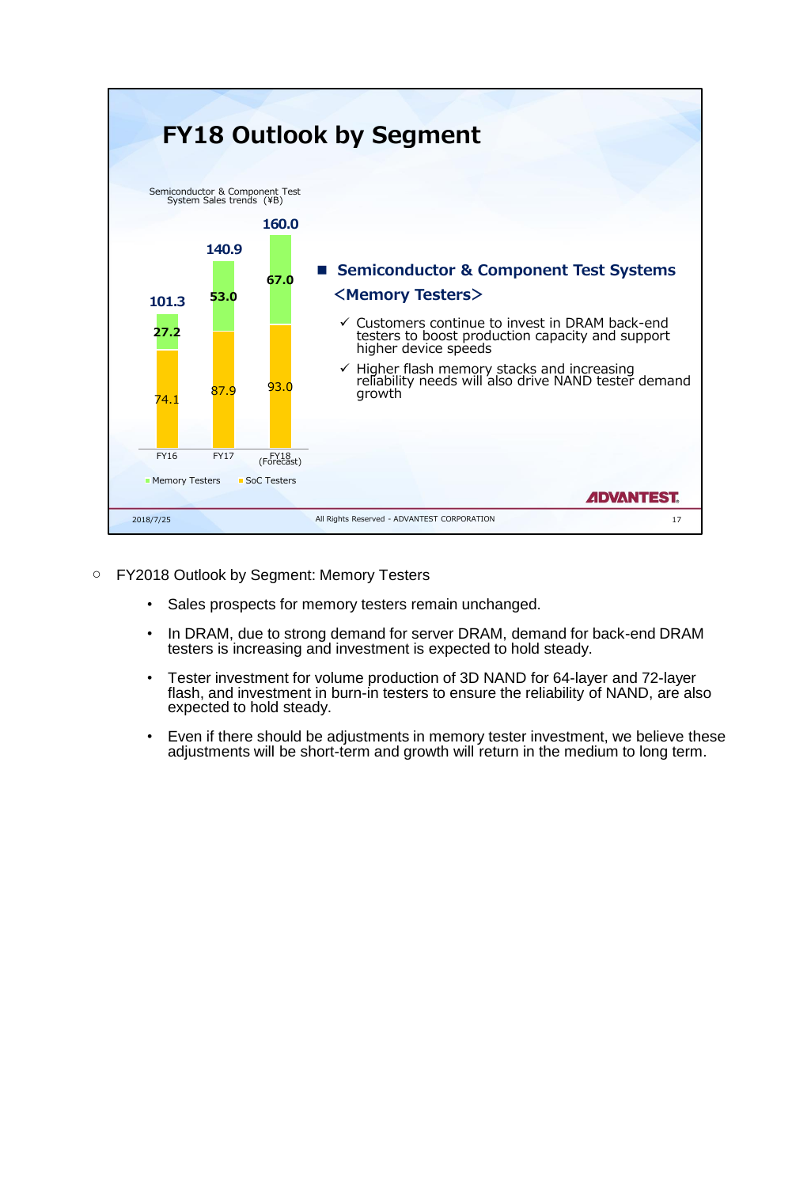## FY18 Outlook by Segment

Semiconductor & Component Test System Sales trends (¥B)

|  | FY16 | FY17 | FY18 (Forecast) |
|---|---|---|---|
| Memory Testers | 27.2 | 53.0 | 67.0 |
| SoC Testers | 74.1 | 87.9 | 93.0 |
| Total | 101.3 | 140.9 | 160.0 |

### Semiconductor & Component Test Systems <Memory Testers>

- ✓ Customers continue to invest in DRAM back-end testers to boost production capacity and support higher device speeds
- ✓ Higher flash memory stacks and increasing reliability needs will also drive NAND tester demand growth

ADVANTEST

2018/7/25 All Rights Reserved - ADVANTEST CORPORATION

- FY2018 Outlook by Segment: Memory Testers
  - Sales prospects for memory testers remain unchanged.
  - In DRAM, due to strong demand for server DRAM, demand for back-end DRAM testers is increasing and investment is expected to hold steady.
  - Tester investment for volume production of 3D NAND for 64-layer and 72-layer flash, and investment in burn-in testers to ensure the reliability of NAND, are also expected to hold steady.
  - Even if there should be adjustments in memory tester investment, we believe these adjustments will be short-term and growth will return in the medium to long term.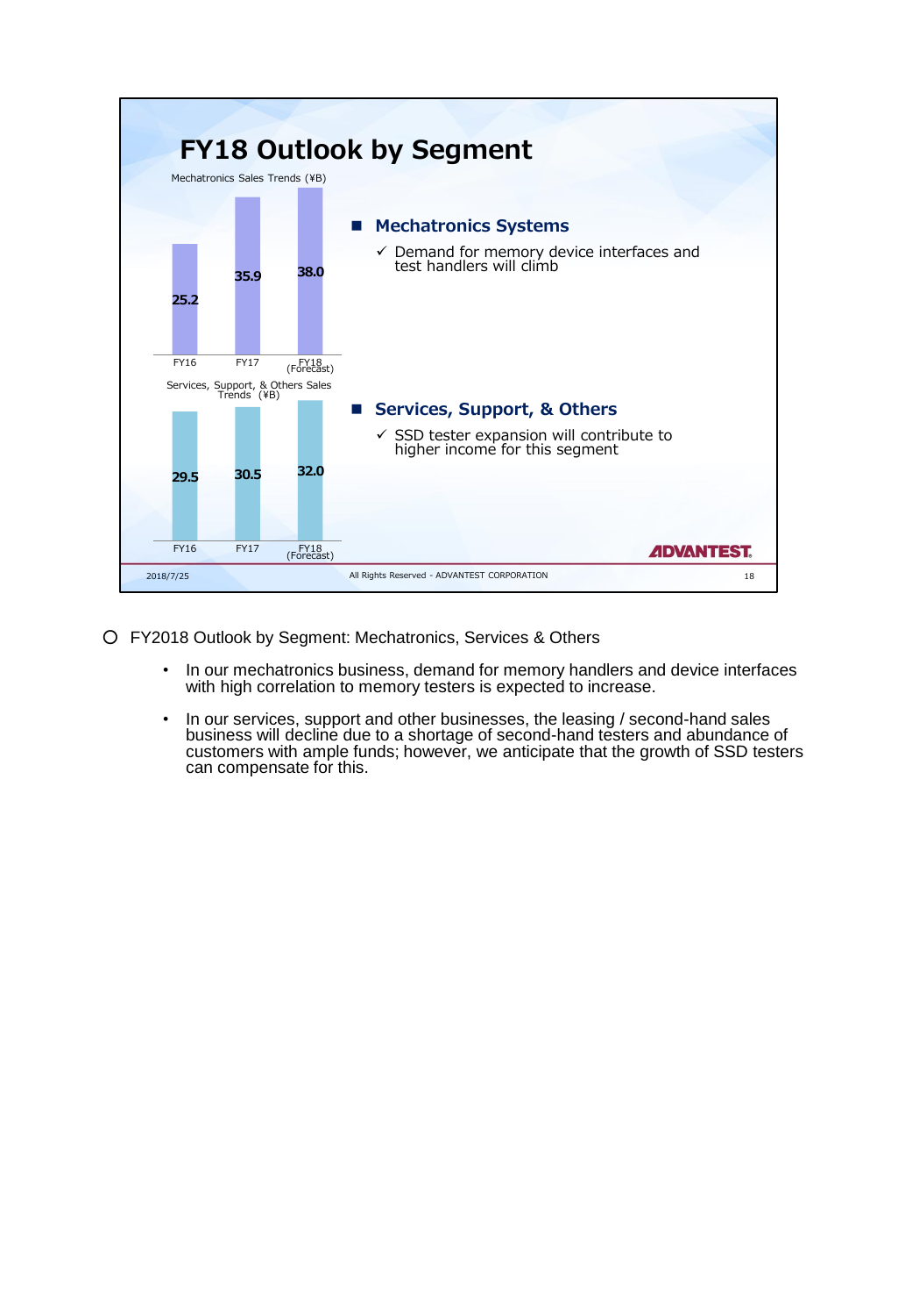# FY18 Outlook by Segment

Mechatronics Sales Trends (¥B)

| FY16 | FY17 | FY18 (Forecast) |
|---|---|---|
| 25.2 | 35.9 | 38.0 |

Services, Support, & Others Sales Trends (¥B)

| FY16 | FY17 | FY18 (Forecast) |
|---|---|---|
| 29.5 | 30.5 | 32.0 |

## Mechatronics Systems

- ✓ Demand for memory device interfaces and test handlers will climb

## Services, Support, & Others

- ✓ SSD tester expansion will contribute to higher income for this segment

ADVANTEST

2018/7/25 All Rights Reserved - ADVANTEST CORPORATION

○ FY2018 Outlook by Segment: Mechatronics, Services & Others

- In our mechatronics business, demand for memory handlers and device interfaces with high correlation to memory testers is expected to increase.
- In our services, support and other businesses, the leasing / second-hand sales business will decline due to a shortage of second-hand testers and abundance of customers with ample funds; however, we anticipate that the growth of SSD testers can compensate for this.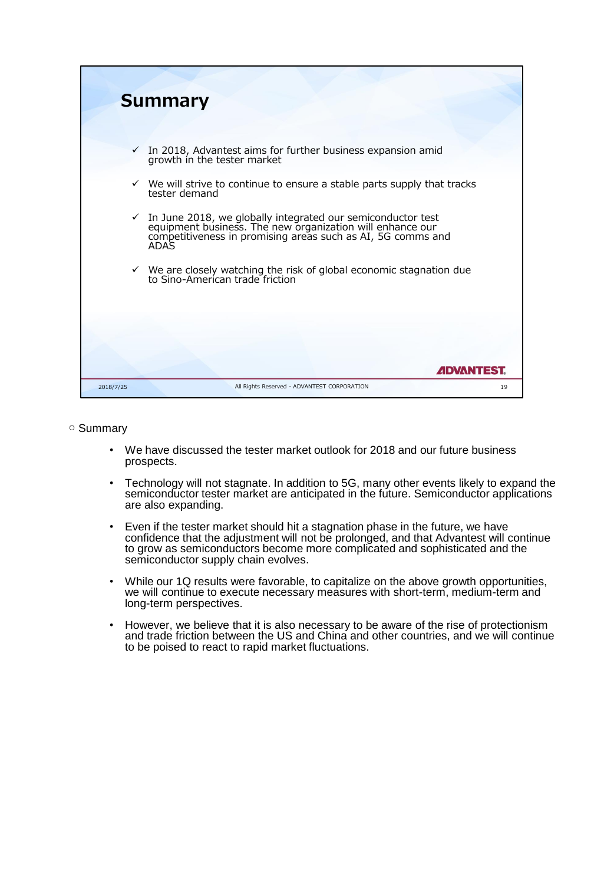## Summary

- ✓ In 2018, Advantest aims for further business expansion amid growth in the tester market
- ✓ We will strive to continue to ensure a stable parts supply that tracks tester demand
- ✓ In June 2018, we globally integrated our semiconductor test equipment business. The new organization will enhance our competitiveness in promising areas such as AI, 5G comms and ADAS
- ✓ We are closely watching the risk of global economic stagnation due to Sino-American trade friction

○ Summary

- We have discussed the tester market outlook for 2018 and our future business prospects.
- Technology will not stagnate. In addition to 5G, many other events likely to expand the semiconductor tester market are anticipated in the future. Semiconductor applications are also expanding.
- Even if the tester market should hit a stagnation phase in the future, we have confidence that the adjustment will not be prolonged, and that Advantest will continue to grow as semiconductors become more complicated and sophisticated and the semiconductor supply chain evolves.
- While our 1Q results were favorable, to capitalize on the above growth opportunities, we will continue to execute necessary measures with short-term, medium-term and long-term perspectives.
- However, we believe that it is also necessary to be aware of the rise of protectionism and trade friction between the US and China and other countries, and we will continue to be poised to react to rapid market fluctuations.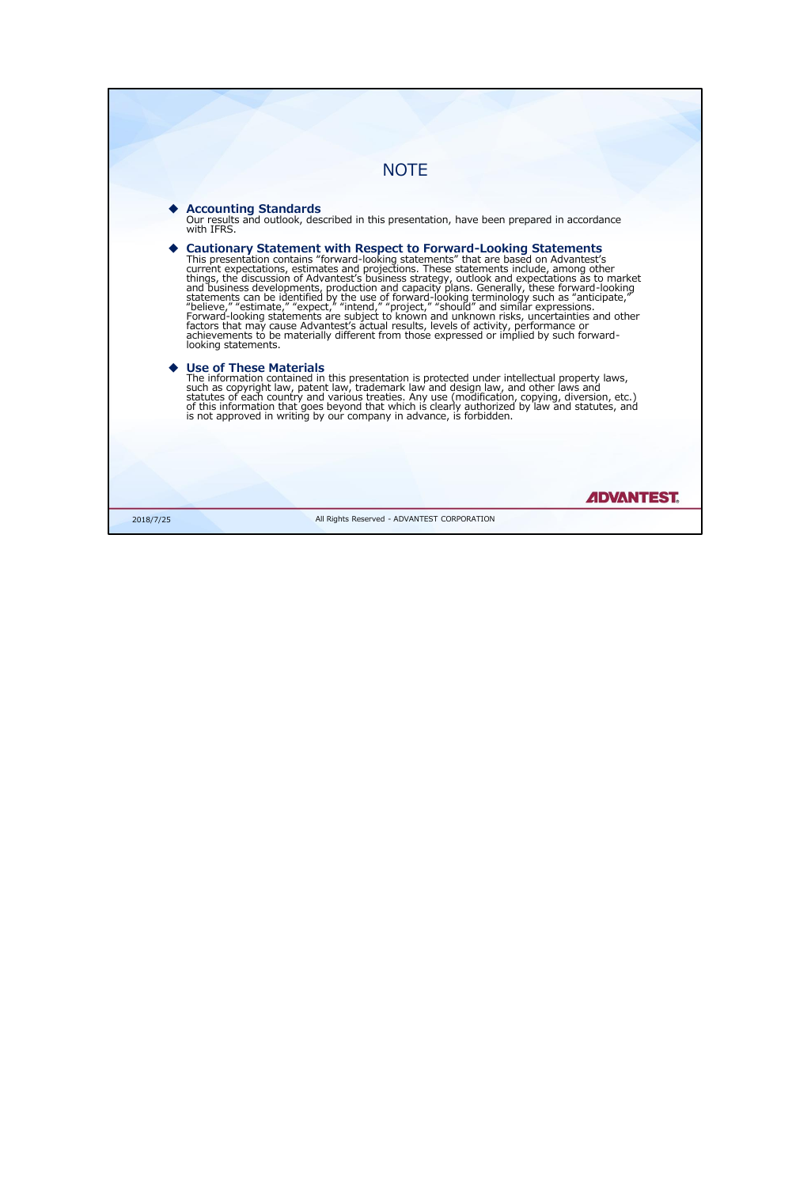# NOTE

- **Accounting Standards**
  Our results and outlook, described in this presentation, have been prepared in accordance with IFRS.

- **Cautionary Statement with Respect to Forward-Looking Statements**
  This presentation contains "forward-looking statements" that are based on Advantest's current expectations, estimates and projections. These statements include, among other things, the discussion of Advantest's business strategy, outlook and expectations as to market and business developments, production and capacity plans. Generally, these forward-looking statements can be identified by the use of forward-looking terminology such as "anticipate," "believe," "estimate," "expect," "intend," "project," "should" and similar expressions. Forward-looking statements are subject to known and unknown risks, uncertainties and other factors that may cause Advantest's actual results, levels of activity, performance or achievements to be materially different from those expressed or implied by such forward-looking statements.

- **Use of These Materials**
  The information contained in this presentation is protected under intellectual property laws, such as copyright law, patent law, trademark law and design law, and other laws and statutes of each country and various treaties. Any use (modification, copying, diversion, etc.) of this information that goes beyond that which is clearly authorized by law and statutes, and is not approved in writing by our company in advance, is forbidden.

ADVANTEST